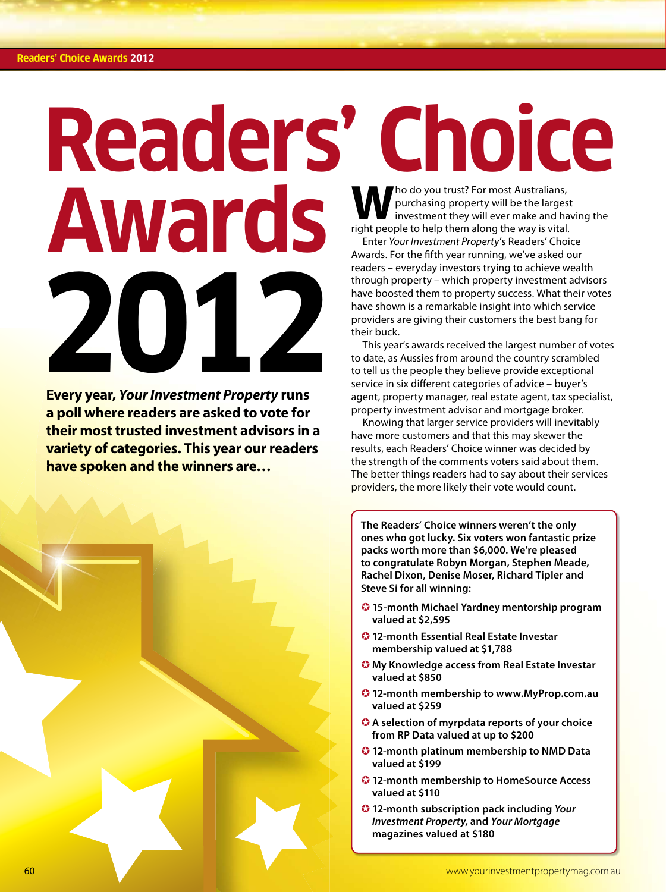# Readers' Choice Awards 2012

**Every year, *Your Investment Property* runs a poll where readers are asked to vote for their most trusted investment advisors in a variety of categories. This year our readers have spoken and the winners are…**

Who do you trust? For most Australians, purchasing property will be the largest investment they will ever make and having the right people to help them along the way is vital.

Enter *Your Investment Property*'s Readers' Choice Awards. For the fifth year running, we've asked our readers – everyday investors trying to achieve wealth through property – which property investment advisors have boosted them to property success. What their votes have shown is a remarkable insight into which service providers are giving their customers the best bang for their buck.

This year's awards received the largest number of votes to date, as Aussies from around the country scrambled to tell us the people they believe provide exceptional service in six different categories of advice – buyer's agent, property manager, real estate agent, tax specialist, property investment advisor and mortgage broker.

Knowing that larger service providers will inevitably have more customers and that this may skewer the results, each Readers' Choice winner was decided by the strength of the comments voters said about them. The better things readers had to say about their services providers, the more likely their vote would count.

**The Readers' Choice winners weren't the only ones who got lucky. Six voters won fantastic prize packs worth more than $6,000. We're pleased to congratulate Robyn Morgan, Stephen Meade, Rachel Dixon, Denise Moser, Richard Tipler and Steve Si for all winning:**

- **15-month Michael Yardney mentorship program valued at $2,595**
- **12-month Essential Real Estate Investar membership valued at $1,788**
- **My Knowledge access from Real Estate Investar valued at $850**
- **12-month membership to www.MyProp.com.au valued at $259**
- **A selection of myrpdata reports of your choice from RP Data valued at up to $200**
- **12-month platinum membership to NMD Data valued at $199**
- **12-month membership to HomeSource Access valued at $110**
- **12-month subscription pack including *Your Investment Property*, and *Your Mortgage* magazines valued at $180**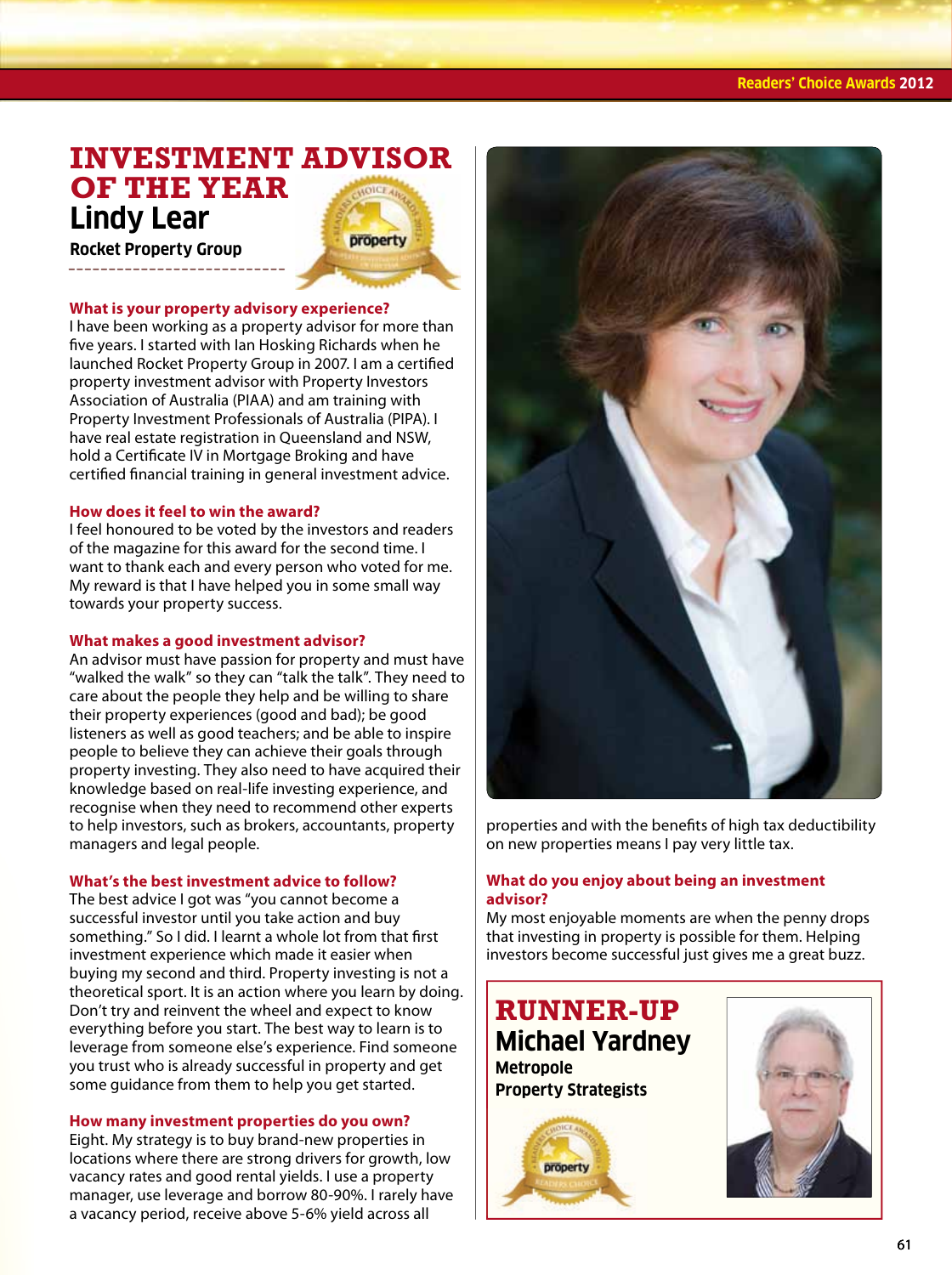# INVESTMENT ADVISOR OF THE YEAR

## Lindy Lear

**Rocket Property Group**

### What is your property advisory experience?

I have been working as a property advisor for more than five years. I started with Ian Hosking Richards when he launched Rocket Property Group in 2007. I am a certified property investment advisor with Property Investors Association of Australia (PIAA) and am training with Property Investment Professionals of Australia (PIPA). I have real estate registration in Queensland and NSW, hold a Certificate IV in Mortgage Broking and have certified financial training in general investment advice.

### How does it feel to win the award?

I feel honoured to be voted by the investors and readers of the magazine for this award for the second time. I want to thank each and every person who voted for me. My reward is that I have helped you in some small way towards your property success.

### What makes a good investment advisor?

An advisor must have passion for property and must have "walked the walk" so they can "talk the talk". They need to care about the people they help and be willing to share their property experiences (good and bad); be good listeners as well as good teachers; and be able to inspire people to believe they can achieve their goals through property investing. They also need to have acquired their knowledge based on real-life investing experience, and recognise when they need to recommend other experts to help investors, such as brokers, accountants, property managers and legal people.

### What's the best investment advice to follow?

The best advice I got was "you cannot become a successful investor until you take action and buy something." So I did. I learnt a whole lot from that first investment experience which made it easier when buying my second and third. Property investing is not a theoretical sport. It is an action where you learn by doing. Don't try and reinvent the wheel and expect to know everything before you start. The best way to learn is to leverage from someone else's experience. Find someone you trust who is already successful in property and get some guidance from them to help you get started.

### How many investment properties do you own?

Eight. My strategy is to buy brand-new properties in locations where there are strong drivers for growth, low vacancy rates and good rental yields. I use a property manager, use leverage and borrow 80-90%. I rarely have a vacancy period, receive above 5-6% yield across all properties and with the benefits of high tax deductibility on new properties means I pay very little tax.

### What do you enjoy about being an investment advisor?

My most enjoyable moments are when the penny drops that investing in property is possible for them. Helping investors become successful just gives me a great buzz.

## RUNNER-UP

### Michael Yardney

**Metropole Property Strategists**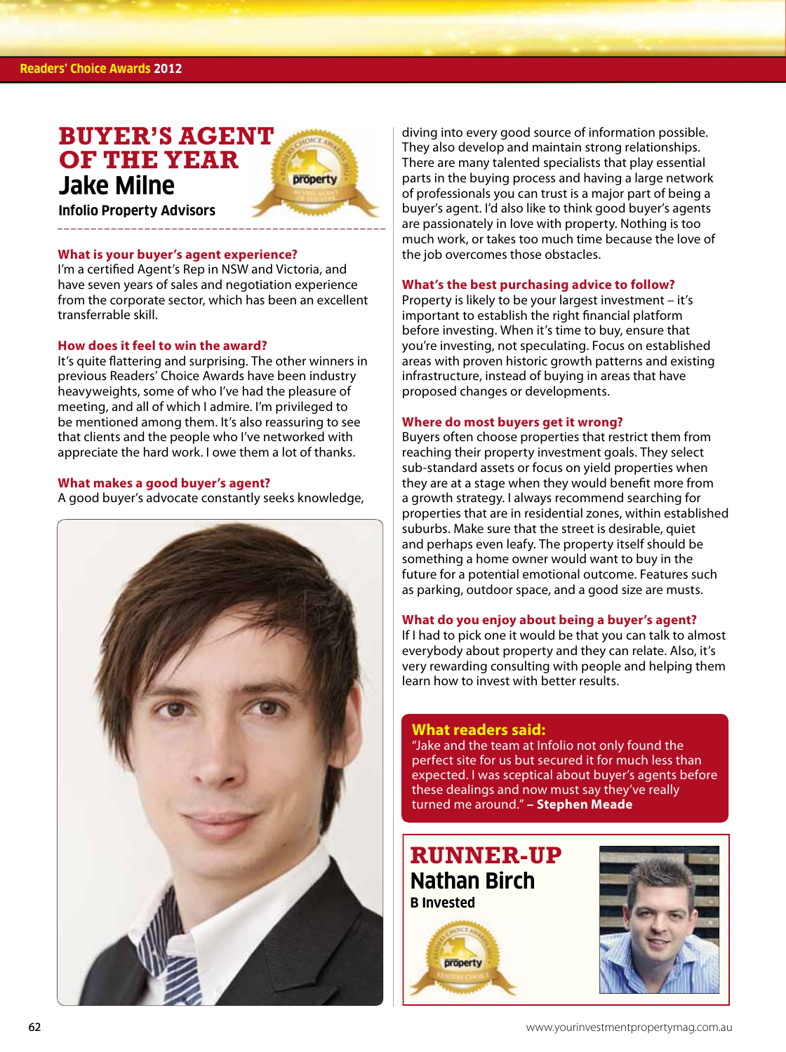# BUYER'S AGENT OF THE YEAR

## Jake Milne

**Infolio Property Advisors**

### What is your buyer's agent experience?

I'm a certified Agent's Rep in NSW and Victoria, and have seven years of sales and negotiation experience from the corporate sector, which has been an excellent transferrable skill.

### How does it feel to win the award?

It's quite flattering and surprising. The other winners in previous Readers' Choice Awards have been industry heavyweights, some of who I've had the pleasure of meeting, and all of which I admire. I'm privileged to be mentioned among them. It's also reassuring to see that clients and the people who I've networked with appreciate the hard work. I owe them a lot of thanks.

### What makes a good buyer's agent?

A good buyer's advocate constantly seeks knowledge, diving into every good source of information possible. They also develop and maintain strong relationships. There are many talented specialists that play essential parts in the buying process and having a large network of professionals you can trust is a major part of being a buyer's agent. I'd also like to think good buyer's agents are passionately in love with property. Nothing is too much work, or takes too much time because the love of the job overcomes those obstacles.

### What's the best purchasing advice to follow?

Property is likely to be your largest investment – it's important to establish the right financial platform before investing. When it's time to buy, ensure that you're investing, not speculating. Focus on established areas with proven historic growth patterns and existing infrastructure, instead of buying in areas that have proposed changes or developments.

### Where do most buyers get it wrong?

Buyers often choose properties that restrict them from reaching their property investment goals. They select sub-standard assets or focus on yield properties when they are at a stage when they would benefit more from a growth strategy. I always recommend searching for properties that are in residential zones, within established suburbs. Make sure that the street is desirable, quiet and perhaps even leafy. The property itself should be something a home owner would want to buy in the future for a potential emotional outcome. Features such as parking, outdoor space, and a good size are musts.

### What do you enjoy about being a buyer's agent?

If I had to pick one it would be that you can talk to almost everybody about property and they can relate. Also, it's very rewarding consulting with people and helping them learn how to invest with better results.

**What readers said:**

"Jake and the team at Infolio not only found the perfect site for us but secured it for much less than expected. I was sceptical about buyer's agents before these dealings and now must say they've really turned me around." **– Stephen Meade**

## RUNNER-UP

### Nathan Birch

**B Invested**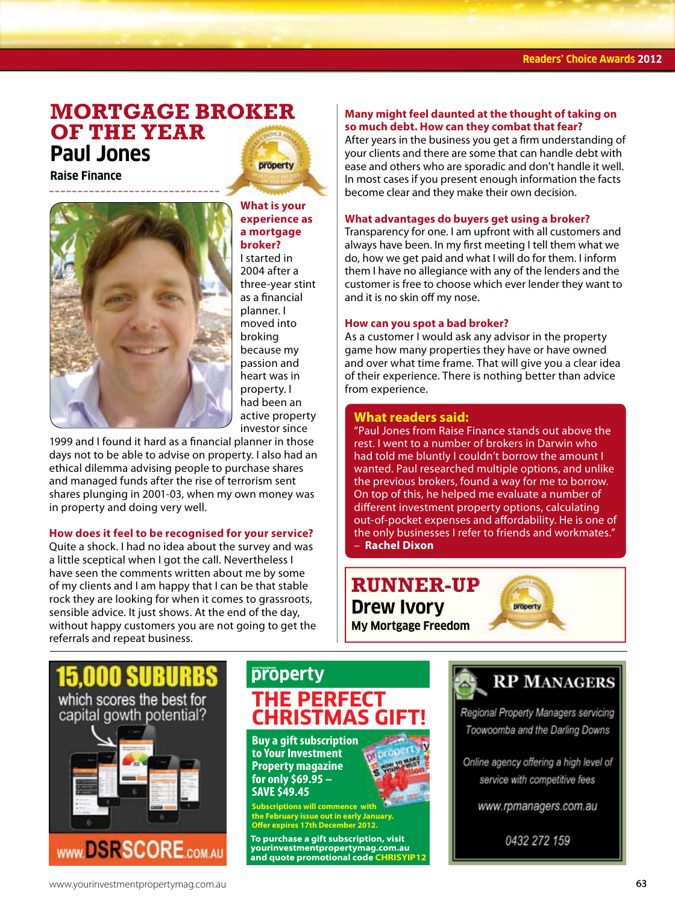# MORTGAGE BROKER OF THE YEAR

## Paul Jones

**Raise Finance**

**What is your experience as a mortgage broker?**

I started in 2004 after a three-year stint as a financial planner. I moved into broking because my passion and heart was in property. I had been an active property investor since 1999 and I found it hard as a financial planner in those days not to be able to advise on property. I also had an ethical dilemma advising people to purchase shares and managed funds after the rise of terrorism sent shares plunging in 2001-03, when my own money was in property and doing very well.

**How does it feel to be recognised for your service?**

Quite a shock. I had no idea about the survey and was a little sceptical when I got the call. Nevertheless I have seen the comments written about me by some of my clients and I am happy that I can be that stable rock they are looking for when it comes to grassroots, sensible advice. It just shows. At the end of the day, without happy customers you are not going to get the referrals and repeat business.

**Many might feel daunted at the thought of taking on so much debt. How can they combat that fear?**

After years in the business you get a firm understanding of your clients and there are some that can handle debt with ease and others who are sporadic and don't handle it well. In most cases if you present enough information the facts become clear and they make their own decision.

**What advantages do buyers get using a broker?**

Transparency for one. I am upfront with all customers and always have been. In my first meeting I tell them what we do, how we get paid and what I will do for them. I inform them I have no allegiance with any of the lenders and the customer is free to choose which ever lender they want to and it is no skin off my nose.

**How can you spot a bad broker?**

As a customer I would ask any advisor in the property game how many properties they have or have owned and over what time frame. That will give you a clear idea of their experience. There is nothing better than advice from experience.

### What readers said:

"Paul Jones from Raise Finance stands out above the rest. I went to a number of brokers in Darwin who had told me bluntly I couldn't borrow the amount I wanted. Paul researched multiple options, and unlike the previous brokers, found a way for me to borrow. On top of this, he helped me evaluate a number of different investment property options, calculating out-of-pocket expenses and affordability. He is one of the only businesses I refer to friends and workmates."
– **Rachel Dixon**

## RUNNER-UP

### Drew Ivory

**My Mortgage Freedom**

---

**15,000 SUBURBS** which scores the best for capital gowth potential?

www.DSRSCORE.com.au

---

**property**

**THE PERFECT CHRISTMAS GIFT!**

**Buy a gift subscription to Your Investment Property magazine for only $69.95 – SAVE $49.45**

Subscriptions will commence with the February issue out in early January. Offer expires 17th December 2012.

To purchase a gift subscription, visit yourinvestmentpropertymag.com.au and quote promotional code CHRISYIP12

---

**RP MANAGERS**

Regional Property Managers servicing Toowoomba and the Darling Downs

Online agency offering a high level of service with competitive fees

www.rpmanagers.com.au

0432 272 159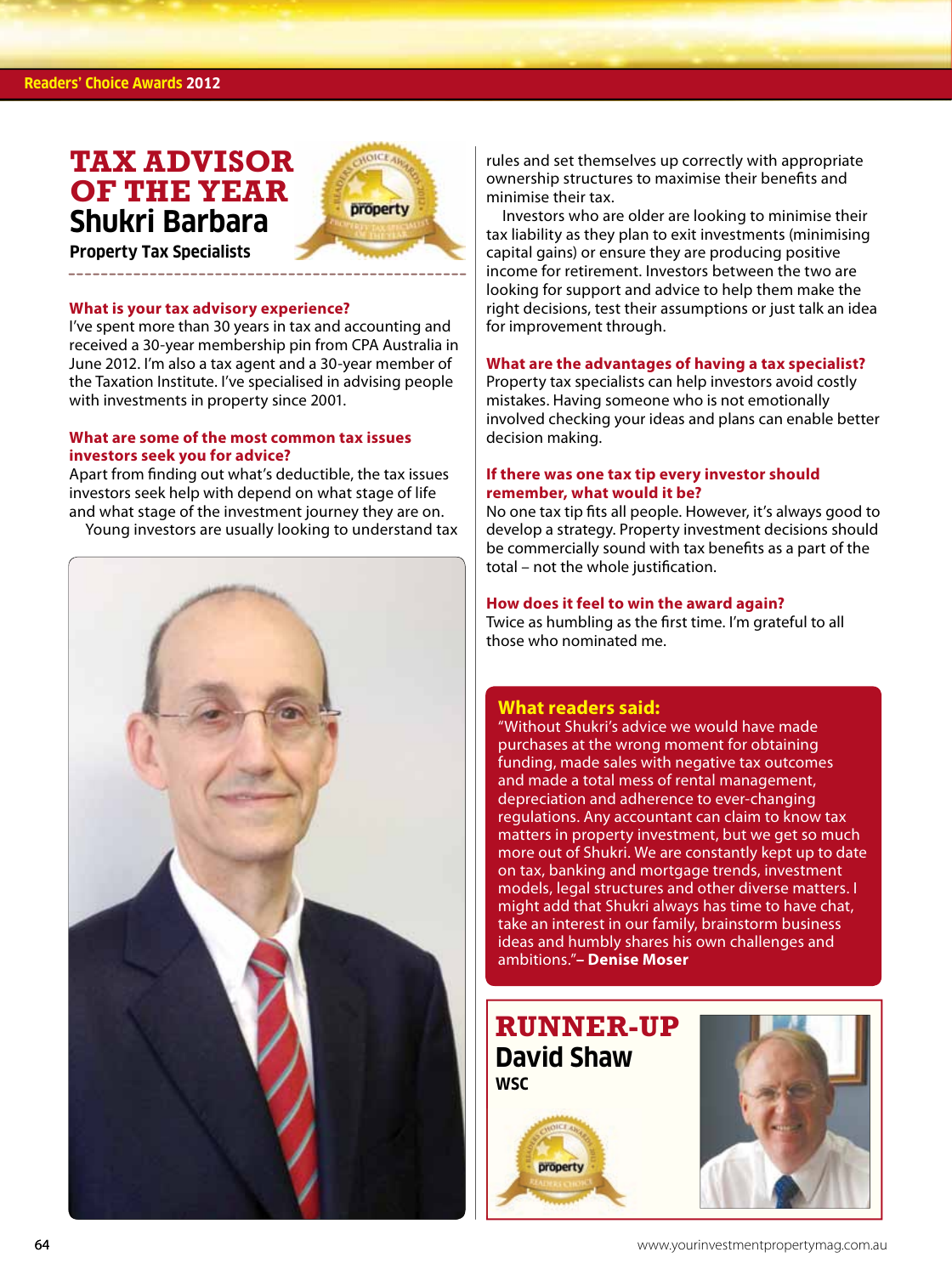# TAX ADVISOR OF THE YEAR

## Shukri Barbara

**Property Tax Specialists**

### What is your tax advisory experience?

I've spent more than 30 years in tax and accounting and received a 30-year membership pin from CPA Australia in June 2012. I'm also a tax agent and a 30-year member of the Taxation Institute. I've specialised in advising people with investments in property since 2001.

### What are some of the most common tax issues investors seek you for advice?

Apart from finding out what's deductible, the tax issues investors seek help with depend on what stage of life and what stage of the investment journey they are on.

Young investors are usually looking to understand tax rules and set themselves up correctly with appropriate ownership structures to maximise their benefits and minimise their tax.

Investors who are older are looking to minimise their tax liability as they plan to exit investments (minimising capital gains) or ensure they are producing positive income for retirement. Investors between the two are looking for support and advice to help them make the right decisions, test their assumptions or just talk an idea for improvement through.

### What are the advantages of having a tax specialist?

Property tax specialists can help investors avoid costly mistakes. Having someone who is not emotionally involved checking your ideas and plans can enable better decision making.

### If there was one tax tip every investor should remember, what would it be?

No one tax tip fits all people. However, it's always good to develop a strategy. Property investment decisions should be commercially sound with tax benefits as a part of the total – not the whole justification.

### How does it feel to win the award again?

Twice as humbling as the first time. I'm grateful to all those who nominated me.

### What readers said:

"Without Shukri's advice we would have made purchases at the wrong moment for obtaining funding, made sales with negative tax outcomes and made a total mess of rental management, depreciation and adherence to ever-changing regulations. Any accountant can claim to know tax matters in property investment, but we get so much more out of Shukri. We are constantly kept up to date on tax, banking and mortgage trends, investment models, legal structures and other diverse matters. I might add that Shukri always has time to have chat, take an interest in our family, brainstorm business ideas and humbly shares his own challenges and ambitions."– **Denise Moser**

## RUNNER-UP

### David Shaw

**WSC**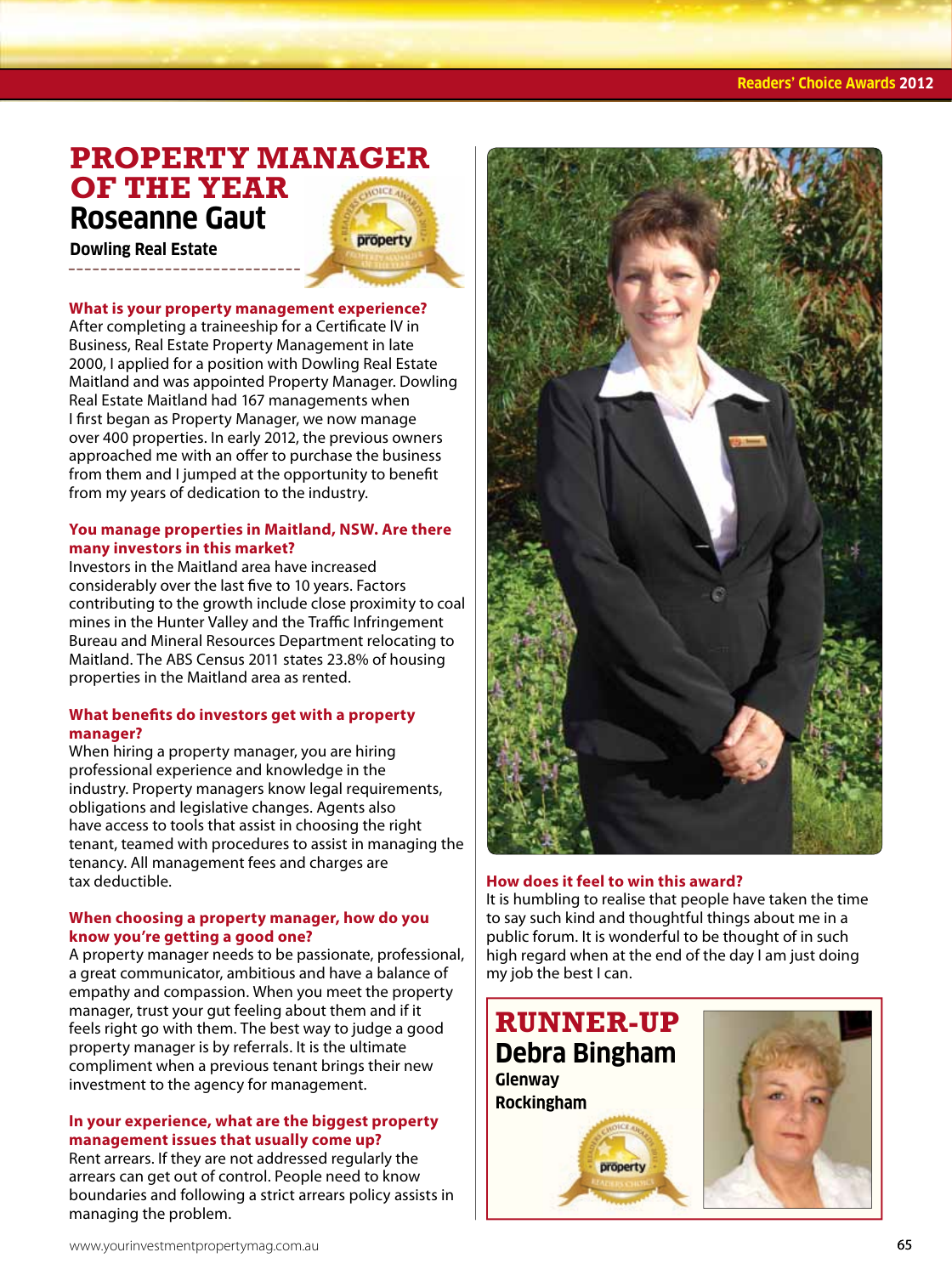# PROPERTY MANAGER OF THE YEAR

## Roseanne Gaut

**Dowling Real Estate**

**What is your property management experience?**
After completing a traineeship for a Certificate IV in Business, Real Estate Property Management in late 2000, I applied for a position with Dowling Real Estate Maitland and was appointed Property Manager. Dowling Real Estate Maitland had 167 managements when I first began as Property Manager, we now manage over 400 properties. In early 2012, the previous owners approached me with an offer to purchase the business from them and I jumped at the opportunity to benefit from my years of dedication to the industry.

**You manage properties in Maitland, NSW. Are there many investors in this market?**
Investors in the Maitland area have increased considerably over the last five to 10 years. Factors contributing to the growth include close proximity to coal mines in the Hunter Valley and the Traffic Infringement Bureau and Mineral Resources Department relocating to Maitland. The ABS Census 2011 states 23.8% of housing properties in the Maitland area as rented.

**What benefits do investors get with a property manager?**
When hiring a property manager, you are hiring professional experience and knowledge in the industry. Property managers know legal requirements, obligations and legislative changes. Agents also have access to tools that assist in choosing the right tenant, teamed with procedures to assist in managing the tenancy. All management fees and charges are tax deductible.

**When choosing a property manager, how do you know you're getting a good one?**
A property manager needs to be passionate, professional, a great communicator, ambitious and have a balance of empathy and compassion. When you meet the property manager, trust your gut feeling about them and if it feels right go with them. The best way to judge a good property manager is by referrals. It is the ultimate compliment when a previous tenant brings their new investment to the agency for management.

**In your experience, what are the biggest property management issues that usually come up?**
Rent arrears. If they are not addressed regularly the arrears can get out of control. People need to know boundaries and following a strict arrears policy assists in managing the problem.

**How does it feel to win this award?**
It is humbling to realise that people have taken the time to say such kind and thoughtful things about me in a public forum. It is wonderful to be thought of in such high regard when at the end of the day I am just doing my job the best I can.

# RUNNER-UP

## Debra Bingham

**Glenway Rockingham**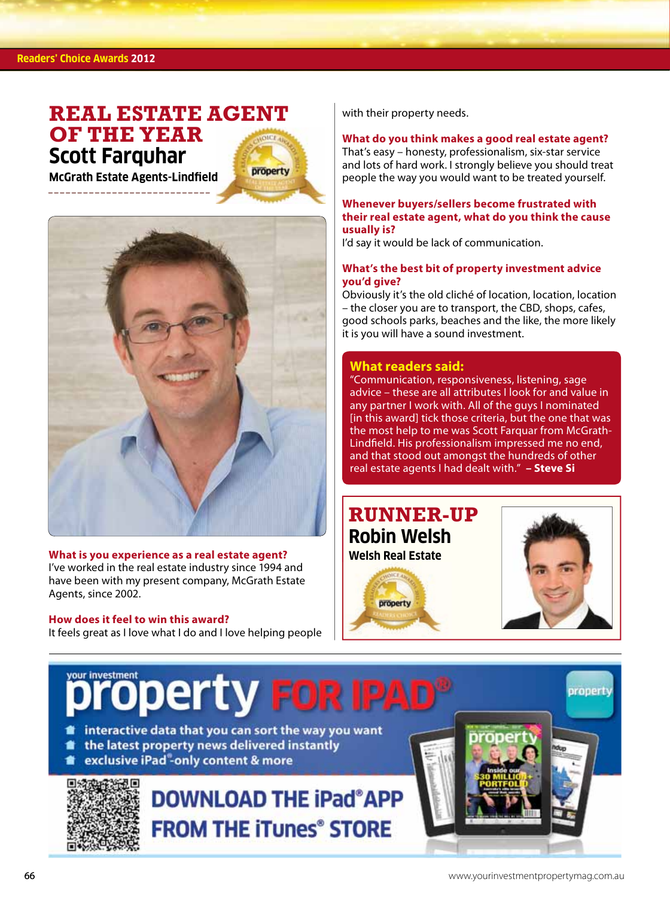# REAL ESTATE AGENT OF THE YEAR

## Scott Farquhar

**McGrath Estate Agents-Lindfield**

**What is you experience as a real estate agent?**
I've worked in the real estate industry since 1994 and have been with my present company, McGrath Estate Agents, since 2002.

**How does it feel to win this award?**
It feels great as I love what I do and I love helping people with their property needs.

**What do you think makes a good real estate agent?**
That's easy – honesty, professionalism, six-star service and lots of hard work. I strongly believe you should treat people the way you would want to be treated yourself.

**Whenever buyers/sellers become frustrated with their real estate agent, what do you think the cause usually is?**
I'd say it would be lack of communication.

**What's the best bit of property investment advice you'd give?**
Obviously it's the old cliché of location, location, location – the closer you are to transport, the CBD, shops, cafes, good schools parks, beaches and the like, the more likely it is you will have a sound investment.

**What readers said:**
"Communication, responsiveness, listening, sage advice – these are all attributes I look for and value in any partner I work with. All of the guys I nominated [in this award] tick those criteria, but the one that was the most help to me was Scott Farquar from McGrath-Lindfield. His professionalism impressed me no end, and that stood out amongst the hundreds of other real estate agents I had dealt with." **– Steve Si**

## RUNNER-UP

### Robin Welsh

**Welsh Real Estate**

---

your investment property FOR IPAD®

- interactive data that you can sort the way you want
- the latest property news delivered instantly
- exclusive iPad®-only content & more

DOWNLOAD THE iPad® APP FROM THE iTunes® STORE